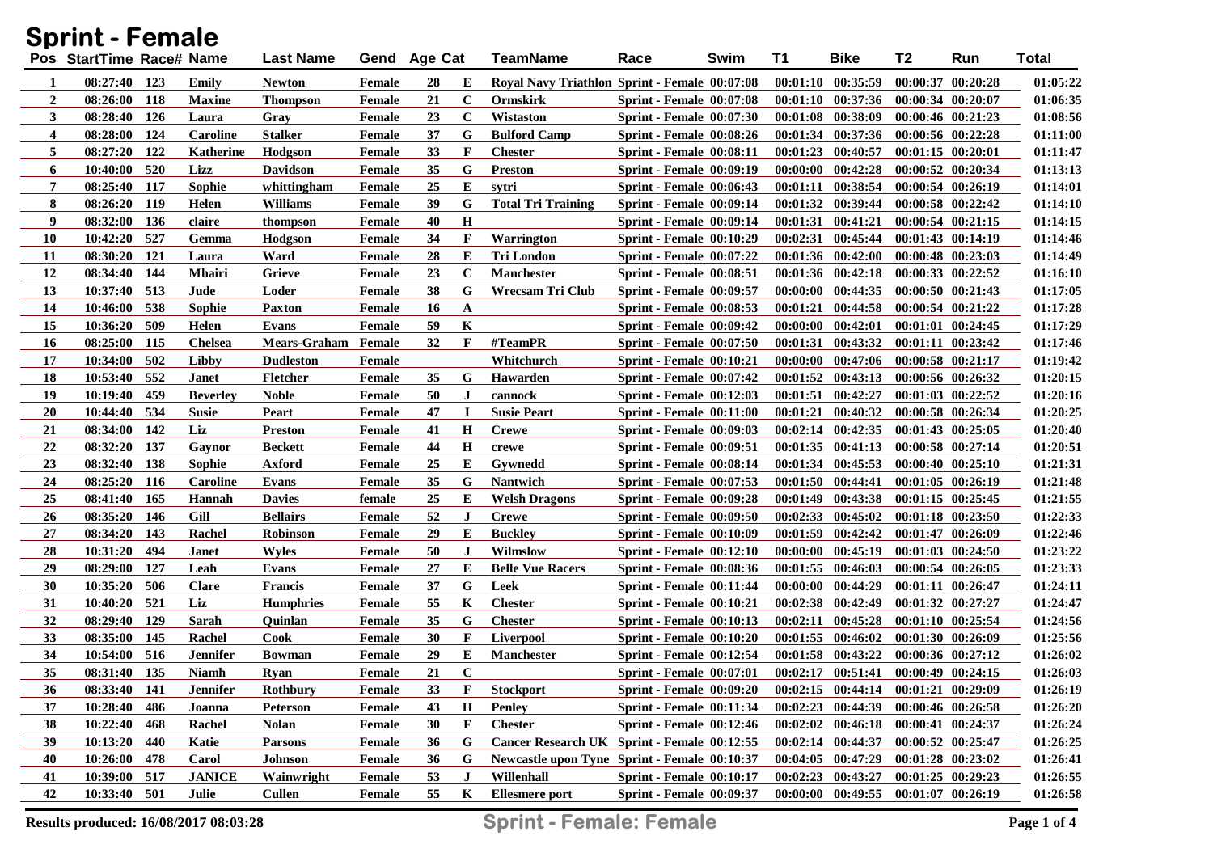# Sprint - Female

| Pos | StartTime | Race# | Name | Last Name | Gend | Age | Cat | TeamName | Race | Swim | T1 | Bike | T2 | Run | Total |
|---|---|---|---|---|---|---|---|---|---|---|---|---|---|---|---|
| 1 | 08:27:40 | 123 | Emily | Newton | Female | 28 | E | Royal Navy Triathlon | Sprint - Female | 00:07:08 | 00:01:10 | 00:35:59 | 00:00:37 | 00:20:28 | 01:05:22 |
| 2 | 08:26:00 | 118 | Maxine | Thompson | Female | 21 | C | Ormskirk | Sprint - Female | 00:07:08 | 00:01:10 | 00:37:36 | 00:00:34 | 00:20:07 | 01:06:35 |
| 3 | 08:28:40 | 126 | Laura | Gray | Female | 23 | C | Wistaston | Sprint - Female | 00:07:30 | 00:01:08 | 00:38:09 | 00:00:46 | 00:21:23 | 01:08:56 |
| 4 | 08:28:00 | 124 | Caroline | Stalker | Female | 37 | G | Bulford Camp | Sprint - Female | 00:08:26 | 00:01:34 | 00:37:36 | 00:00:56 | 00:22:28 | 01:11:00 |
| 5 | 08:27:20 | 122 | Katherine | Hodgson | Female | 33 | F | Chester | Sprint - Female | 00:08:11 | 00:01:23 | 00:40:57 | 00:01:15 | 00:20:01 | 01:11:47 |
| 6 | 10:40:00 | 520 | Lizz | Davidson | Female | 35 | G | Preston | Sprint - Female | 00:09:19 | 00:00:00 | 00:42:28 | 00:00:52 | 00:20:34 | 01:13:13 |
| 7 | 08:25:40 | 117 | Sophie | whittingham | Female | 25 | E | sytri | Sprint - Female | 00:06:43 | 00:01:11 | 00:38:54 | 00:00:54 | 00:26:19 | 01:14:01 |
| 8 | 08:26:20 | 119 | Helen | Williams | Female | 39 | G | Total Tri Training | Sprint - Female | 00:09:14 | 00:01:32 | 00:39:44 | 00:00:58 | 00:22:42 | 01:14:10 |
| 9 | 08:32:00 | 136 | claire | thompson | Female | 40 | H | | Sprint - Female | 00:09:14 | 00:01:31 | 00:41:21 | 00:00:54 | 00:21:15 | 01:14:15 |
| 10 | 10:42:20 | 527 | Gemma | Hodgson | Female | 34 | F | Warrington | Sprint - Female | 00:10:29 | 00:02:31 | 00:45:44 | 00:01:43 | 00:14:19 | 01:14:46 |
| 11 | 08:30:20 | 121 | Laura | Ward | Female | 28 | E | Tri London | Sprint - Female | 00:07:22 | 00:01:36 | 00:42:00 | 00:00:48 | 00:23:03 | 01:14:49 |
| 12 | 08:34:40 | 144 | Mhairi | Grieve | Female | 23 | C | Manchester | Sprint - Female | 00:08:51 | 00:01:36 | 00:42:18 | 00:00:33 | 00:22:52 | 01:16:10 |
| 13 | 10:37:40 | 513 | Jude | Loder | Female | 38 | G | Wrecsam Tri Club | Sprint - Female | 00:09:57 | 00:00:00 | 00:44:35 | 00:00:50 | 00:21:43 | 01:17:05 |
| 14 | 10:46:00 | 538 | Sophie | Paxton | Female | 16 | A | | Sprint - Female | 00:08:53 | 00:01:21 | 00:44:58 | 00:00:54 | 00:21:22 | 01:17:28 |
| 15 | 10:36:20 | 509 | Helen | Evans | Female | 59 | K | | Sprint - Female | 00:09:42 | 00:00:00 | 00:42:01 | 00:01:01 | 00:24:45 | 01:17:29 |
| 16 | 08:25:20 | 115 | Chelsea | Mears-Graham | Female | 32 | F | #TeamPR | Sprint - Female | 00:07:50 | 00:01:31 | 00:43:32 | 00:01:11 | 00:23:42 | 01:17:46 |
| 17 | 10:34:00 | 502 | Libby | Dudleston | Female | | | Whitchurch | Sprint - Female | 00:10:21 | 00:00:00 | 00:47:06 | 00:00:58 | 00:21:17 | 01:19:42 |
| 18 | 10:53:40 | 552 | Janet | Fletcher | Female | 35 | G | Hawarden | Sprint - Female | 00:07:42 | 00:01:52 | 00:43:13 | 00:00:56 | 00:26:32 | 01:20:15 |
| 19 | 10:19:40 | 459 | Beverley | Noble | Female | 50 | J | cannock | Sprint - Female | 00:12:03 | 00:01:51 | 00:42:27 | 00:01:03 | 00:22:52 | 01:20:16 |
| 20 | 10:44:40 | 534 | Susie | Peart | Female | 47 | I | Susie Peart | Sprint - Female | 00:11:00 | 00:01:21 | 00:40:32 | 00:00:58 | 00:26:34 | 01:20:25 |
| 21 | 08:34:00 | 142 | Liz | Preston | Female | 41 | H | Crewe | Sprint - Female | 00:09:03 | 00:02:14 | 00:42:35 | 00:01:43 | 00:25:05 | 01:20:40 |
| 22 | 08:32:20 | 137 | Gaynor | Beckett | Female | 44 | H | crewe | Sprint - Female | 00:09:51 | 00:01:35 | 00:41:13 | 00:00:58 | 00:27:14 | 01:20:51 |
| 23 | 08:32:40 | 138 | Sophie | Axford | Female | 25 | E | Gywnedd | Sprint - Female | 00:08:14 | 00:01:34 | 00:45:53 | 00:00:40 | 00:25:10 | 01:21:31 |
| 24 | 08:25:20 | 116 | Caroline | Evans | Female | 35 | G | Nantwich | Sprint - Female | 00:07:53 | 00:01:50 | 00:44:41 | 00:01:05 | 00:26:19 | 01:21:48 |
| 25 | 08:41:40 | 165 | Hannah | Davies | female | 25 | E | Welsh Dragons | Sprint - Female | 00:09:28 | 00:01:49 | 00:43:38 | 00:01:15 | 00:25:45 | 01:21:55 |
| 26 | 08:35:20 | 146 | Gill | Bellairs | Female | 52 | J | Crewe | Sprint - Female | 00:09:50 | 00:02:33 | 00:45:02 | 00:01:18 | 00:23:50 | 01:22:33 |
| 27 | 08:34:20 | 143 | Rachel | Robinson | Female | 29 | E | Buckley | Sprint - Female | 00:10:09 | 00:01:59 | 00:42:42 | 00:01:47 | 00:26:09 | 01:22:46 |
| 28 | 10:31:20 | 494 | Janet | Wyles | Female | 50 | J | Wilmslow | Sprint - Female | 00:12:10 | 00:00:00 | 00:45:19 | 00:01:03 | 00:24:50 | 01:23:22 |
| 29 | 08:29:00 | 127 | Leah | Evans | Female | 27 | E | Belle Vue Racers | Sprint - Female | 00:08:36 | 00:01:55 | 00:46:03 | 00:00:54 | 00:26:05 | 01:23:33 |
| 30 | 10:35:20 | 506 | Clare | Francis | Female | 37 | G | Leek | Sprint - Female | 00:11:44 | 00:00:00 | 00:44:29 | 00:01:11 | 00:26:47 | 01:24:11 |
| 31 | 10:40:20 | 521 | Liz | Humphries | Female | 55 | K | Chester | Sprint - Female | 00:10:21 | 00:02:38 | 00:42:49 | 00:01:32 | 00:27:27 | 01:24:47 |
| 32 | 08:29:40 | 129 | Sarah | Quinlan | Female | 35 | G | Chester | Sprint - Female | 00:10:13 | 00:02:11 | 00:45:28 | 00:01:10 | 00:25:54 | 01:24:56 |
| 33 | 08:35:00 | 145 | Rachel | Cook | Female | 30 | F | Liverpool | Sprint - Female | 00:10:20 | 00:01:55 | 00:46:02 | 00:01:30 | 00:26:09 | 01:25:56 |
| 34 | 10:54:00 | 516 | Jennifer | Bowman | Female | 29 | E | Manchester | Sprint - Female | 00:12:54 | 00:01:58 | 00:43:22 | 00:00:36 | 00:27:12 | 01:26:02 |
| 35 | 08:31:40 | 135 | Niamh | Ryan | Female | 21 | C | | Sprint - Female | 00:07:01 | 00:02:17 | 00:51:41 | 00:00:49 | 00:24:15 | 01:26:03 |
| 36 | 08:33:40 | 141 | Jennifer | Rothbury | Female | 33 | F | Stockport | Sprint - Female | 00:09:20 | 00:02:15 | 00:44:14 | 00:01:21 | 00:29:09 | 01:26:19 |
| 37 | 10:28:40 | 486 | Joanna | Peterson | Female | 43 | H | Penley | Sprint - Female | 00:11:34 | 00:02:23 | 00:44:39 | 00:00:46 | 00:26:58 | 01:26:20 |
| 38 | 10:22:40 | 468 | Rachel | Nolan | Female | 30 | F | Chester | Sprint - Female | 00:12:46 | 00:02:02 | 00:46:18 | 00:00:41 | 00:24:37 | 01:26:24 |
| 39 | 10:13:20 | 440 | Katie | Parsons | Female | 36 | G | Cancer Research UK | Sprint - Female | 00:12:55 | 00:02:14 | 00:44:37 | 00:00:52 | 00:25:47 | 01:26:25 |
| 40 | 10:26:00 | 478 | Carol | Johnson | Female | 36 | G | Newcastle upon Tyne | Sprint - Female | 00:10:37 | 00:04:05 | 00:47:29 | 00:01:28 | 00:23:02 | 01:26:41 |
| 41 | 10:39:00 | 517 | JANICE | Wainwright | Female | 53 | J | Willenhall | Sprint - Female | 00:10:17 | 00:02:23 | 00:43:27 | 00:01:25 | 00:29:23 | 01:26:55 |
| 42 | 10:33:40 | 501 | Julie | Cullen | Female | 55 | K | Ellesmere port | Sprint - Female | 00:09:37 | 00:00:00 | 00:49:55 | 00:01:07 | 00:26:19 | 01:26:58 |

Results produced: 16/08/2017 08:03:28

Sprint - Female: Female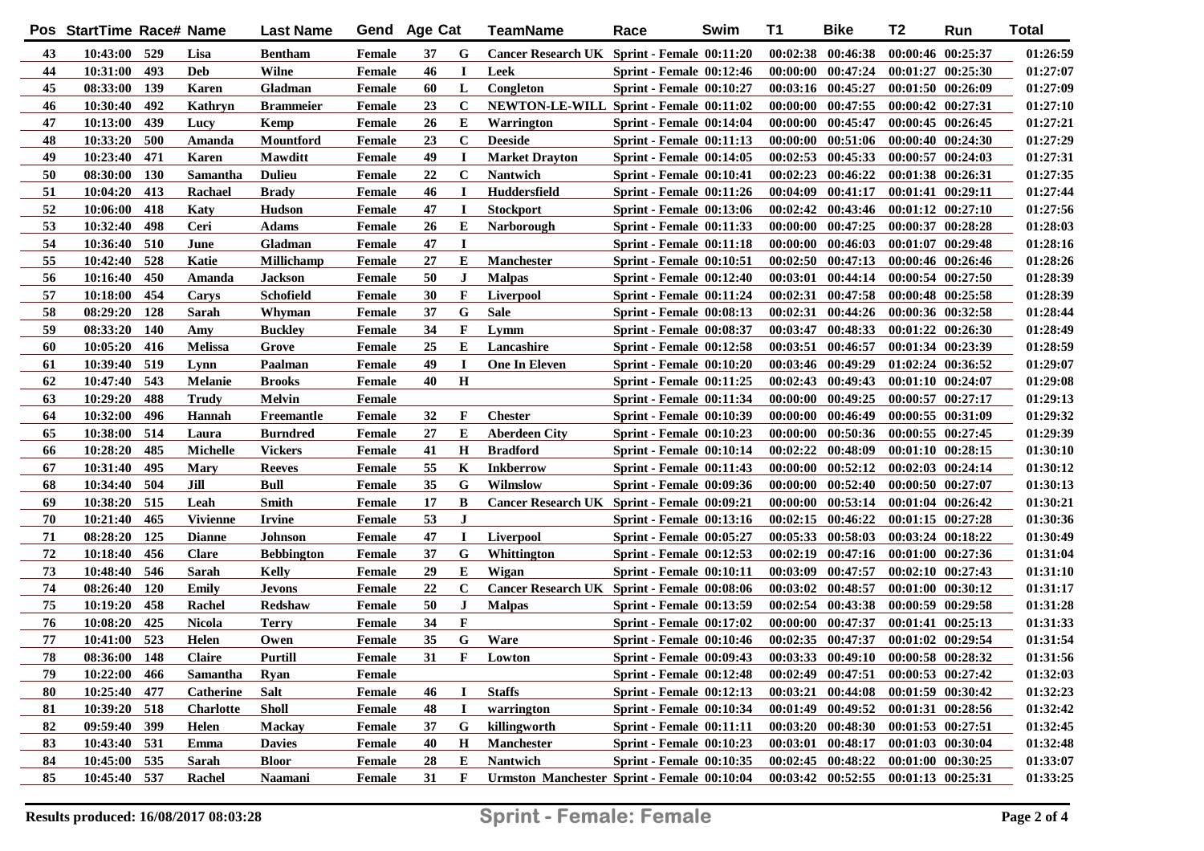| Pos | StartTime | Race# | Name | Last Name | Gend | Age | Cat | TeamName | Race | Swim | T1 | Bike | T2 | Run | Total |
|---|---|---|---|---|---|---|---|---|---|---|---|---|---|---|---|
| 43 | 10:43:00 | 529 | Lisa | Bentham | Female | 37 | G | Cancer Research UK | Sprint - Female | 00:11:20 | 00:02:38 | 00:46:38 | 00:00:46 | 00:25:37 | 01:26:59 |
| 44 | 10:31:00 | 493 | Deb | Wilne | Female | 46 | I | Leek | Sprint - Female | 00:12:46 | 00:00:00 | 00:47:24 | 00:01:27 | 00:25:30 | 01:27:07 |
| 45 | 08:33:00 | 139 | Karen | Gladman | Female | 60 | L | Congleton | Sprint - Female | 00:10:27 | 00:03:16 | 00:45:27 | 00:01:50 | 00:26:09 | 01:27:09 |
| 46 | 10:30:40 | 492 | Kathryn | Brammeier | Female | 23 | C | NEWTON-LE-WILL | Sprint - Female | 00:11:02 | 00:00:00 | 00:47:55 | 00:00:42 | 00:27:31 | 01:27:10 |
| 47 | 10:13:00 | 439 | Lucy | Kemp | Female | 26 | E | Warrington | Sprint - Female | 00:14:04 | 00:00:00 | 00:45:47 | 00:00:45 | 00:26:45 | 01:27:21 |
| 48 | 10:33:20 | 500 | Amanda | Mountford | Female | 23 | C | Deeside | Sprint - Female | 00:11:13 | 00:00:00 | 00:51:06 | 00:00:40 | 00:24:30 | 01:27:29 |
| 49 | 10:23:40 | 471 | Karen | Mawditt | Female | 49 | I | Market Drayton | Sprint - Female | 00:14:05 | 00:02:53 | 00:45:33 | 00:00:57 | 00:24:03 | 01:27:31 |
| 50 | 08:30:00 | 130 | Samantha | Dulieu | Female | 22 | C | Nantwich | Sprint - Female | 00:10:41 | 00:02:23 | 00:46:22 | 00:01:38 | 00:26:31 | 01:27:35 |
| 51 | 10:04:20 | 413 | Rachael | Brady | Female | 46 | I | Huddersfield | Sprint - Female | 00:11:26 | 00:04:09 | 00:41:17 | 00:01:41 | 00:29:11 | 01:27:44 |
| 52 | 10:06:00 | 418 | Katy | Hudson | Female | 47 | I | Stockport | Sprint - Female | 00:13:06 | 00:02:42 | 00:43:46 | 00:01:12 | 00:27:10 | 01:27:56 |
| 53 | 10:32:40 | 498 | Ceri | Adams | Female | 26 | E | Narborough | Sprint - Female | 00:11:33 | 00:00:00 | 00:47:25 | 00:00:37 | 00:28:28 | 01:28:03 |
| 54 | 10:36:40 | 510 | June | Gladman | Female | 47 | I | | Sprint - Female | 00:11:18 | 00:00:00 | 00:46:03 | 00:01:07 | 00:29:48 | 01:28:16 |
| 55 | 10:42:40 | 528 | Katie | Millichamp | Female | 27 | E | Manchester | Sprint - Female | 00:10:51 | 00:02:50 | 00:47:13 | 00:00:46 | 00:26:46 | 01:28:26 |
| 56 | 10:16:40 | 450 | Amanda | Jackson | Female | 50 | J | Malpas | Sprint - Female | 00:12:40 | 00:03:01 | 00:44:14 | 00:00:54 | 00:27:50 | 01:28:39 |
| 57 | 10:18:00 | 454 | Carys | Schofield | Female | 30 | F | Liverpool | Sprint - Female | 00:11:24 | 00:02:31 | 00:47:58 | 00:00:48 | 00:25:58 | 01:28:39 |
| 58 | 08:29:20 | 128 | Sarah | Whyman | Female | 37 | G | Sale | Sprint - Female | 00:08:13 | 00:02:31 | 00:44:26 | 00:00:36 | 00:32:58 | 01:28:44 |
| 59 | 08:33:20 | 140 | Amy | Buckley | Female | 34 | F | Lymm | Sprint - Female | 00:08:37 | 00:03:47 | 00:48:33 | 00:01:22 | 00:26:30 | 01:28:49 |
| 60 | 10:05:20 | 416 | Melissa | Grove | Female | 25 | E | Lancashire | Sprint - Female | 00:12:58 | 00:03:51 | 00:46:57 | 00:01:34 | 00:23:39 | 01:28:59 |
| 61 | 10:39:40 | 519 | Lynn | Paalman | Female | 49 | I | One In Eleven | Sprint - Female | 00:10:20 | 00:03:46 | 00:49:29 | 01:02:24 | 00:36:52 | 01:29:07 |
| 62 | 10:47:40 | 543 | Melanie | Brooks | Female | 40 | H | | Sprint - Female | 00:11:25 | 00:02:43 | 00:49:43 | 00:01:10 | 00:24:07 | 01:29:08 |
| 63 | 10:29:20 | 488 | Trudy | Melvin | Female | | | | Sprint - Female | 00:11:34 | 00:00:00 | 00:49:25 | 00:00:57 | 00:27:17 | 01:29:13 |
| 64 | 10:32:00 | 496 | Hannah | Freemantle | Female | 32 | F | Chester | Sprint - Female | 00:10:39 | 00:00:00 | 00:46:49 | 00:00:55 | 00:31:09 | 01:29:32 |
| 65 | 10:38:00 | 514 | Laura | Burndred | Female | 27 | E | Aberdeen City | Sprint - Female | 00:10:23 | 00:00:00 | 00:50:36 | 00:00:55 | 00:27:45 | 01:29:39 |
| 66 | 10:28:20 | 485 | Michelle | Vickers | Female | 41 | H | Bradford | Sprint - Female | 00:10:14 | 00:02:22 | 00:48:09 | 00:01:10 | 00:28:15 | 01:30:10 |
| 67 | 10:31:40 | 495 | Mary | Reeves | Female | 55 | K | Inkberrow | Sprint - Female | 00:11:43 | 00:00:00 | 00:52:12 | 00:02:03 | 00:24:14 | 01:30:12 |
| 68 | 10:34:40 | 504 | Jill | Bull | Female | 35 | G | Wilmslow | Sprint - Female | 00:09:36 | 00:00:00 | 00:52:40 | 00:00:50 | 00:27:07 | 01:30:13 |
| 69 | 10:38:20 | 515 | Leah | Smith | Female | 17 | B | Cancer Research UK | Sprint - Female | 00:09:21 | 00:00:00 | 00:53:14 | 00:01:04 | 00:26:42 | 01:30:21 |
| 70 | 10:21:40 | 465 | Vivienne | Irvine | Female | 53 | J | | Sprint - Female | 00:13:16 | 00:02:15 | 00:46:22 | 00:01:15 | 00:27:28 | 01:30:36 |
| 71 | 08:28:20 | 125 | Dianne | Johnson | Female | 47 | I | Liverpool | Sprint - Female | 00:05:27 | 00:05:33 | 00:58:03 | 00:03:24 | 00:18:22 | 01:30:49 |
| 72 | 10:18:40 | 456 | Clare | Bebbington | Female | 37 | G | Whittington | Sprint - Female | 00:12:53 | 00:02:19 | 00:47:16 | 00:01:00 | 00:27:36 | 01:31:04 |
| 73 | 10:48:40 | 546 | Sarah | Kelly | Female | 29 | E | Wigan | Sprint - Female | 00:10:11 | 00:03:09 | 00:47:57 | 00:02:10 | 00:27:43 | 01:31:10 |
| 74 | 08:26:40 | 120 | Emily | Jevons | Female | 22 | C | Cancer Research UK | Sprint - Female | 00:08:06 | 00:03:02 | 00:48:57 | 00:01:00 | 00:30:12 | 01:31:17 |
| 75 | 10:19:20 | 458 | Rachel | Redshaw | Female | 50 | J | Malpas | Sprint - Female | 00:13:59 | 00:02:54 | 00:43:38 | 00:00:59 | 00:29:58 | 01:31:28 |
| 76 | 10:08:20 | 425 | Nicola | Terry | Female | 34 | F | | Sprint - Female | 00:17:02 | 00:00:00 | 00:47:37 | 00:01:41 | 00:25:13 | 01:31:33 |
| 77 | 10:41:00 | 523 | Helen | Owen | Female | 35 | G | Ware | Sprint - Female | 00:10:46 | 00:02:35 | 00:47:37 | 00:01:02 | 00:29:54 | 01:31:54 |
| 78 | 08:36:00 | 148 | Claire | Purtill | Female | 31 | F | Lowton | Sprint - Female | 00:09:43 | 00:03:33 | 00:49:10 | 00:00:58 | 00:28:32 | 01:31:56 |
| 79 | 10:22:00 | 466 | Samantha | Ryan | Female | | | | Sprint - Female | 00:12:48 | 00:02:49 | 00:47:51 | 00:00:53 | 00:27:42 | 01:32:03 |
| 80 | 10:25:40 | 477 | Catherine | Salt | Female | 46 | I | Staffs | Sprint - Female | 00:12:13 | 00:03:21 | 00:44:08 | 00:01:59 | 00:30:42 | 01:32:23 |
| 81 | 10:39:20 | 518 | Charlotte | Sholl | Female | 48 | I | warrington | Sprint - Female | 00:10:34 | 00:01:49 | 00:49:52 | 00:01:31 | 00:28:56 | 01:32:42 |
| 82 | 09:59:40 | 399 | Helen | Mackay | Female | 37 | G | killingworth | Sprint - Female | 00:11:11 | 00:03:20 | 00:48:30 | 00:01:53 | 00:27:51 | 01:32:45 |
| 83 | 10:43:40 | 531 | Emma | Davies | Female | 40 | H | Manchester | Sprint - Female | 00:10:23 | 00:03:01 | 00:48:17 | 00:01:03 | 00:30:04 | 01:32:48 |
| 84 | 10:45:00 | 535 | Sarah | Bloor | Female | 28 | E | Nantwich | Sprint - Female | 00:10:35 | 00:02:45 | 00:48:22 | 00:01:00 | 00:30:25 | 01:33:07 |
| 85 | 10:45:40 | 537 | Rachel | Naamani | Female | 31 | F | Urmston Manchester | Sprint - Female | 00:10:04 | 00:03:42 | 00:52:55 | 00:01:13 | 00:25:31 | 01:33:25 |

Results produced: 16/08/2017 08:03:28

Sprint - Female: Female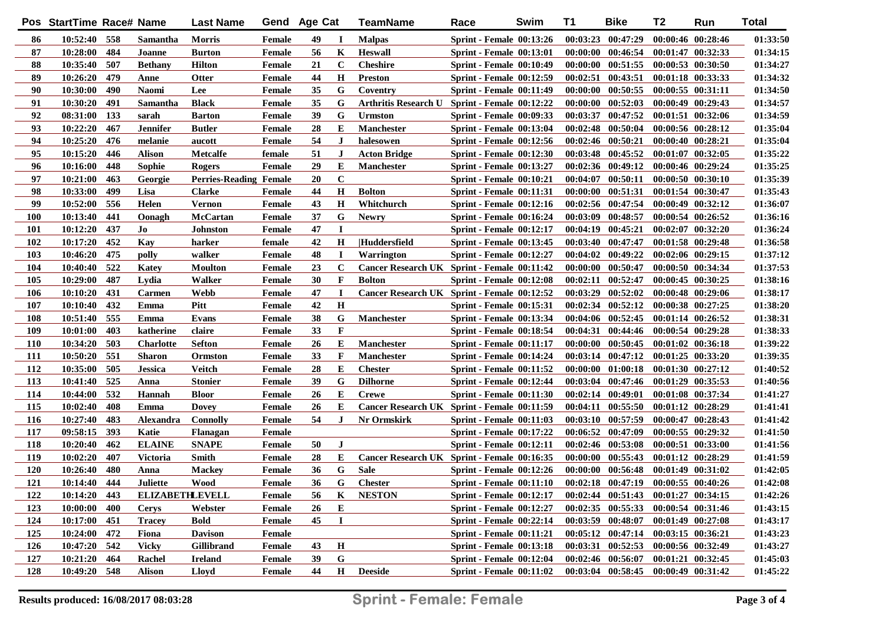| Pos | StartTime | Race# | Name | Last Name | Gend | Age | Cat | TeamName | Race | Swim | T1 | Bike | T2 | Run | Total |
|---|---|---|---|---|---|---|---|---|---|---|---|---|---|---|---|
| 86 | 10:52:40 | 558 | Samantha | Morris | Female | 49 | I | Malpas | Sprint - Female | 00:13:26 | 00:03:23 | 00:47:29 | 00:00:46 | 00:28:46 | 01:33:50 |
| 87 | 10:28:00 | 484 | Joanne | Burton | Female | 56 | K | Heswall | Sprint - Female | 00:13:01 | 00:00:00 | 00:46:54 | 00:01:47 | 00:32:33 | 01:34:15 |
| 88 | 10:35:40 | 507 | Bethany | Hilton | Female | 21 | C | Cheshire | Sprint - Female | 00:10:49 | 00:00:00 | 00:51:55 | 00:00:53 | 00:30:50 | 01:34:27 |
| 89 | 10:26:20 | 479 | Anne | Otter | Female | 44 | H | Preston | Sprint - Female | 00:12:59 | 00:02:51 | 00:43:51 | 00:01:18 | 00:33:33 | 01:34:32 |
| 90 | 10:30:00 | 490 | Naomi | Lee | Female | 35 | G | Coventry | Sprint - Female | 00:11:49 | 00:00:00 | 00:50:55 | 00:00:55 | 00:31:11 | 01:34:50 |
| 91 | 10:30:20 | 491 | Samantha | Black | Female | 35 | G | Arthritis Research U | Sprint - Female | 00:12:22 | 00:00:00 | 00:52:03 | 00:00:49 | 00:29:43 | 01:34:57 |
| 92 | 08:31:00 | 133 | sarah | Barton | Female | 39 | G | Urmston | Sprint - Female | 00:09:33 | 00:03:37 | 00:47:52 | 00:01:51 | 00:32:06 | 01:34:59 |
| 93 | 10:22:20 | 467 | Jennifer | Butler | Female | 28 | E | Manchester | Sprint - Female | 00:13:04 | 00:02:48 | 00:50:04 | 00:00:56 | 00:28:12 | 01:35:04 |
| 94 | 10:25:20 | 476 | melanie | aucott | Female | 54 | J | halesowen | Sprint - Female | 00:12:56 | 00:02:46 | 00:50:21 | 00:00:40 | 00:28:21 | 01:35:04 |
| 95 | 10:15:20 | 446 | Alison | Metcalfe | female | 51 | J | Acton Bridge | Sprint - Female | 00:12:30 | 00:03:48 | 00:45:52 | 00:01:07 | 00:32:05 | 01:35:22 |
| 96 | 10:16:00 | 448 | Sophie | Rogers | Female | 29 | E | Manchester | Sprint - Female | 00:13:27 | 00:02:36 | 00:49:12 | 00:00:46 | 00:29:24 | 01:35:25 |
| 97 | 10:21:00 | 463 | Georgie | Perries-Reading | Female | 20 | C |  | Sprint - Female | 00:10:21 | 00:04:07 | 00:50:11 | 00:00:50 | 00:30:10 | 01:35:39 |
| 98 | 10:33:00 | 499 | Lisa | Clarke | Female | 44 | H | Bolton | Sprint - Female | 00:11:31 | 00:00:00 | 00:51:31 | 00:01:54 | 00:30:47 | 01:35:43 |
| 99 | 10:52:00 | 556 | Helen | Vernon | Female | 43 | H | Whitchurch | Sprint - Female | 00:12:16 | 00:02:56 | 00:47:54 | 00:00:49 | 00:32:12 | 01:36:07 |
| 100 | 10:13:40 | 441 | Oonagh | McCartan | Female | 37 | G | Newry | Sprint - Female | 00:16:24 | 00:03:09 | 00:48:57 | 00:00:54 | 00:26:52 | 01:36:16 |
| 101 | 10:12:20 | 437 | Jo | Johnston | Female | 47 | I |  | Sprint - Female | 00:12:17 | 00:04:19 | 00:45:21 | 00:02:07 | 00:32:20 | 01:36:24 |
| 102 | 10:17:20 | 452 | Kay | harker | female | 42 | H | \|Huddersfield | Sprint - Female | 00:13:45 | 00:03:40 | 00:47:47 | 00:01:58 | 00:29:48 | 01:36:58 |
| 103 | 10:46:20 | 475 | polly | walker | Female | 48 | I | Warrington | Sprint - Female | 00:12:27 | 00:04:02 | 00:49:22 | 00:02:06 | 00:29:15 | 01:37:12 |
| 104 | 10:40:40 | 522 | Katey | Moulton | Female | 23 | C | Cancer Research UK | Sprint - Female | 00:11:42 | 00:00:00 | 00:50:47 | 00:00:50 | 00:34:34 | 01:37:53 |
| 105 | 10:29:00 | 487 | Lydia | Walker | Female | 30 | F | Bolton | Sprint - Female | 00:12:08 | 00:02:11 | 00:52:47 | 00:00:45 | 00:30:25 | 01:38:16 |
| 106 | 10:10:20 | 431 | Carmen | Webb | Female | 47 | I | Cancer Research UK | Sprint - Female | 00:12:52 | 00:03:29 | 00:52:02 | 00:00:48 | 00:29:06 | 01:38:17 |
| 107 | 10:10:40 | 432 | Emma | Pitt | Female | 42 | H |  | Sprint - Female | 00:15:31 | 00:02:34 | 00:52:12 | 00:00:38 | 00:27:25 | 01:38:20 |
| 108 | 10:51:40 | 555 | Emma | Evans | Female | 38 | G | Manchester | Sprint - Female | 00:13:34 | 00:04:06 | 00:52:45 | 00:01:14 | 00:26:52 | 01:38:31 |
| 109 | 10:01:00 | 403 | katherine | claire | Female | 33 | F |  | Sprint - Female | 00:18:54 | 00:04:31 | 00:44:46 | 00:00:54 | 00:29:28 | 01:38:33 |
| 110 | 10:34:20 | 503 | Charlotte | Sefton | Female | 26 | E | Manchester | Sprint - Female | 00:11:17 | 00:00:00 | 00:50:45 | 00:01:02 | 00:36:18 | 01:39:22 |
| 111 | 10:50:20 | 551 | Sharon | Ormston | Female | 33 | F | Manchester | Sprint - Female | 00:14:24 | 00:03:14 | 00:47:12 | 00:01:25 | 00:33:20 | 01:39:35 |
| 112 | 10:35:00 | 505 | Jessica | Veitch | Female | 28 | E | Chester | Sprint - Female | 00:11:52 | 00:00:00 | 01:00:18 | 00:01:30 | 00:27:12 | 01:40:52 |
| 113 | 10:41:40 | 525 | Anna | Stonier | Female | 39 | G | Dilhorne | Sprint - Female | 00:12:44 | 00:03:04 | 00:47:46 | 00:01:29 | 00:35:53 | 01:40:56 |
| 114 | 10:44:00 | 532 | Hannah | Bloor | Female | 26 | E | Crewe | Sprint - Female | 00:11:30 | 00:02:14 | 00:49:01 | 00:01:08 | 00:37:34 | 01:41:27 |
| 115 | 10:02:40 | 408 | Emma | Dovey | Female | 26 | E | Cancer Research UK | Sprint - Female | 00:11:59 | 00:04:11 | 00:55:50 | 00:01:12 | 00:28:29 | 01:41:41 |
| 116 | 10:27:40 | 483 | Alexandra | Connolly | Female | 54 | J | Nr Ormskirk | Sprint - Female | 00:11:03 | 00:03:10 | 00:57:59 | 00:00:47 | 00:28:43 | 01:41:42 |
| 117 | 09:58:15 | 393 | Katie | Flanagan | Female |  |  |  | Sprint - Female | 00:17:22 | 00:06:52 | 00:47:09 | 00:00:55 | 00:29:32 | 01:41:50 |
| 118 | 10:20:40 | 462 | ELAINE | SNAPE | Female | 50 | J |  | Sprint - Female | 00:12:11 | 00:02:46 | 00:53:08 | 00:00:51 | 00:33:00 | 01:41:56 |
| 119 | 10:02:20 | 407 | Victoria | Smith | Female | 28 | E | Cancer Research UK | Sprint - Female | 00:16:35 | 00:00:00 | 00:55:43 | 00:01:12 | 00:28:29 | 01:41:59 |
| 120 | 10:26:40 | 480 | Anna | Mackey | Female | 36 | G | Sale | Sprint - Female | 00:12:26 | 00:00:00 | 00:56:48 | 00:01:49 | 00:31:02 | 01:42:05 |
| 121 | 10:14:40 | 444 | Juliette | Wood | Female | 36 | G | Chester | Sprint - Female | 00:11:10 | 00:02:18 | 00:47:19 | 00:00:55 | 00:40:26 | 01:42:08 |
| 122 | 10:14:20 | 443 | ELIZABETH | LEVELL | Female | 56 | K | NESTON | Sprint - Female | 00:12:17 | 00:02:44 | 00:51:43 | 00:01:27 | 00:34:15 | 01:42:26 |
| 123 | 10:00:00 | 400 | Cerys | Webster | Female | 26 | E |  | Sprint - Female | 00:12:27 | 00:02:35 | 00:55:33 | 00:00:54 | 00:31:46 | 01:43:15 |
| 124 | 10:17:00 | 451 | Tracey | Bold | Female | 45 | I |  | Sprint - Female | 00:22:14 | 00:03:59 | 00:48:07 | 00:01:49 | 00:27:08 | 01:43:17 |
| 125 | 10:24:00 | 472 | Fiona | Davison | Female |  |  |  | Sprint - Female | 00:11:21 | 00:05:12 | 00:47:14 | 00:03:15 | 00:36:21 | 01:43:23 |
| 126 | 10:47:20 | 542 | Vicky | Gillibrand | Female | 43 | H |  | Sprint - Female | 00:13:18 | 00:03:31 | 00:52:53 | 00:00:56 | 00:32:49 | 01:43:27 |
| 127 | 10:21:20 | 464 | Rachel | Ireland | Female | 39 | G |  | Sprint - Female | 00:12:04 | 00:02:46 | 00:56:07 | 00:01:21 | 00:32:45 | 01:45:03 |
| 128 | 10:49:20 | 548 | Alison | Lloyd | Female | 44 | H | Deeside | Sprint - Female | 00:11:02 | 00:03:04 | 00:58:45 | 00:00:49 | 00:31:42 | 01:45:22 |

Results produced: 16/08/2017 08:03:28

**Sprint - Female: Female**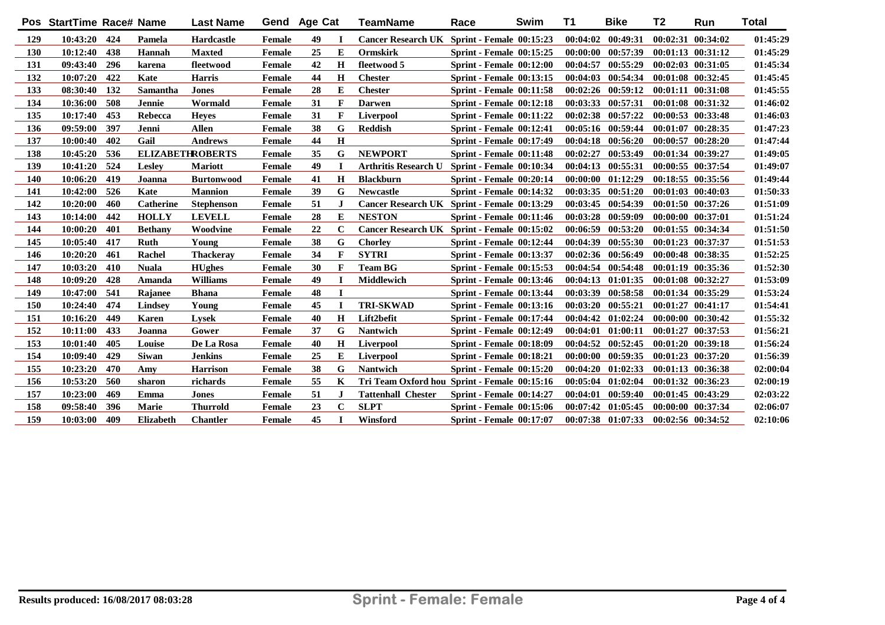| Pos | StartTime | Race# | Name | Last Name | Gend | Age | Cat | TeamName | Race | Swim | T1 | Bike | T2 | Run | Total |
|---|---|---|---|---|---|---|---|---|---|---|---|---|---|---|---|
| 129 | 10:43:20 | 424 | Pamela | Hardcastle | Female | 49 | I | Cancer Research UK | Sprint - Female | 00:15:23 | 00:04:02 | 00:49:31 | 00:02:31 | 00:34:02 | 01:45:29 |
| 130 | 10:12:40 | 438 | Hannah | Maxted | Female | 25 | E | Ormskirk | Sprint - Female | 00:15:25 | 00:00:00 | 00:57:39 | 00:01:13 | 00:31:12 | 01:45:29 |
| 131 | 09:43:40 | 296 | karena | fleetwood | Female | 42 | H | fleetwood 5 | Sprint - Female | 00:12:00 | 00:04:57 | 00:55:29 | 00:02:03 | 00:31:05 | 01:45:34 |
| 132 | 10:07:20 | 422 | Kate | Harris | Female | 44 | H | Chester | Sprint - Female | 00:13:15 | 00:04:03 | 00:54:34 | 00:01:08 | 00:32:45 | 01:45:45 |
| 133 | 08:30:40 | 132 | Samantha | Jones | Female | 28 | E | Chester | Sprint - Female | 00:11:58 | 00:02:26 | 00:59:12 | 00:01:11 | 00:31:08 | 01:45:55 |
| 134 | 10:36:00 | 508 | Jennie | Wormald | Female | 31 | F | Darwen | Sprint - Female | 00:12:18 | 00:03:33 | 00:57:31 | 00:01:08 | 00:31:32 | 01:46:02 |
| 135 | 10:17:40 | 453 | Rebecca | Heyes | Female | 31 | F | Liverpool | Sprint - Female | 00:11:22 | 00:02:38 | 00:57:22 | 00:00:53 | 00:33:48 | 01:46:03 |
| 136 | 09:59:00 | 397 | Jenni | Allen | Female | 38 | G | Reddish | Sprint - Female | 00:12:41 | 00:05:16 | 00:59:44 | 00:01:07 | 00:28:35 | 01:47:23 |
| 137 | 10:00:40 | 402 | Gail | Andrews | Female | 44 | H | | Sprint - Female | 00:17:49 | 00:04:18 | 00:56:20 | 00:00:57 | 00:28:20 | 01:47:44 |
| 138 | 10:45:20 | 536 | ELIZABETH | ROBERTS | Female | 35 | G | NEWPORT | Sprint - Female | 00:11:48 | 00:02:27 | 00:53:49 | 00:01:34 | 00:39:27 | 01:49:05 |
| 139 | 10:41:20 | 524 | Lesley | Mariott | Female | 49 | I | Arthritis Research U | Sprint - Female | 00:10:34 | 00:04:13 | 00:55:31 | 00:00:55 | 00:37:54 | 01:49:07 |
| 140 | 10:06:20 | 419 | Joanna | Burtonwood | Female | 41 | H | Blackburn | Sprint - Female | 00:20:14 | 00:00:00 | 01:12:29 | 00:18:55 | 00:35:56 | 01:49:44 |
| 141 | 10:42:00 | 526 | Kate | Mannion | Female | 39 | G | Newcastle | Sprint - Female | 00:14:32 | 00:03:35 | 00:51:20 | 00:01:03 | 00:40:03 | 01:50:33 |
| 142 | 10:20:00 | 460 | Catherine | Stephenson | Female | 51 | J | Cancer Research UK | Sprint - Female | 00:13:29 | 00:03:45 | 00:54:39 | 00:01:50 | 00:37:26 | 01:51:09 |
| 143 | 10:14:00 | 442 | HOLLY | LEVELL | Female | 28 | E | NESTON | Sprint - Female | 00:11:46 | 00:03:28 | 00:59:09 | 00:00:00 | 00:37:01 | 01:51:24 |
| 144 | 10:00:20 | 401 | Bethany | Woodvine | Female | 22 | C | Cancer Research UK | Sprint - Female | 00:15:02 | 00:06:59 | 00:53:20 | 00:01:55 | 00:34:34 | 01:51:50 |
| 145 | 10:05:40 | 417 | Ruth | Young | Female | 38 | G | Chorley | Sprint - Female | 00:12:44 | 00:04:39 | 00:55:30 | 00:01:23 | 00:37:37 | 01:51:53 |
| 146 | 10:20:20 | 461 | Rachel | Thackeray | Female | 34 | F | SYTRI | Sprint - Female | 00:13:37 | 00:02:36 | 00:56:49 | 00:00:48 | 00:38:35 | 01:52:25 |
| 147 | 10:03:20 | 410 | Nuala | HUghes | Female | 30 | F | Team BG | Sprint - Female | 00:15:53 | 00:04:54 | 00:54:48 | 00:01:19 | 00:35:36 | 01:52:30 |
| 148 | 10:09:20 | 428 | Amanda | Williams | Female | 49 | I | Middlewich | Sprint - Female | 00:13:46 | 00:04:13 | 01:01:35 | 00:01:08 | 00:32:27 | 01:53:09 |
| 149 | 10:47:00 | 541 | Rajanee | Bhana | Female | 48 | I | | Sprint - Female | 00:13:44 | 00:03:39 | 00:58:58 | 00:01:34 | 00:35:29 | 01:53:24 |
| 150 | 10:24:40 | 474 | Lindsey | Young | Female | 45 | I | TRI-SKWAD | Sprint - Female | 00:13:16 | 00:03:20 | 00:55:21 | 00:01:27 | 00:41:17 | 01:54:41 |
| 151 | 10:16:20 | 449 | Karen | Lysek | Female | 40 | H | Lift2befit | Sprint - Female | 00:17:44 | 00:04:42 | 01:02:24 | 00:00:00 | 00:30:42 | 01:55:32 |
| 152 | 10:11:00 | 433 | Joanna | Gower | Female | 37 | G | Nantwich | Sprint - Female | 00:12:49 | 00:04:01 | 01:00:11 | 00:01:27 | 00:37:53 | 01:56:21 |
| 153 | 10:01:40 | 405 | Louise | De La Rosa | Female | 40 | H | Liverpool | Sprint - Female | 00:18:09 | 00:04:52 | 00:52:45 | 00:01:20 | 00:39:18 | 01:56:24 |
| 154 | 10:09:40 | 429 | Siwan | Jenkins | Female | 25 | E | Liverpool | Sprint - Female | 00:18:21 | 00:00:00 | 00:59:35 | 00:01:23 | 00:37:20 | 01:56:39 |
| 155 | 10:23:20 | 470 | Amy | Harrison | Female | 38 | G | Nantwich | Sprint - Female | 00:15:20 | 00:04:20 | 01:02:33 | 00:01:13 | 00:36:38 | 02:00:04 |
| 156 | 10:53:20 | 560 | sharon | richards | Female | 55 | K | Tri Team Oxford hou | Sprint - Female | 00:15:16 | 00:05:04 | 01:02:04 | 00:01:32 | 00:36:23 | 02:00:19 |
| 157 | 10:23:00 | 469 | Emma | Jones | Female | 51 | J | Tattenhall Chester | Sprint - Female | 00:14:27 | 00:04:01 | 00:59:40 | 00:01:45 | 00:43:29 | 02:03:22 |
| 158 | 09:58:40 | 396 | Marie | Thurrold | Female | 23 | C | SLPT | Sprint - Female | 00:15:06 | 00:07:42 | 01:05:45 | 00:00:00 | 00:37:34 | 02:06:07 |
| 159 | 10:03:00 | 409 | Elizabeth | Chantler | Female | 45 | I | Winsford | Sprint - Female | 00:17:07 | 00:07:38 | 01:07:33 | 00:02:56 | 00:34:52 | 02:10:06 |

Results produced: 16/08/2017 08:03:28

Sprint - Female: Female